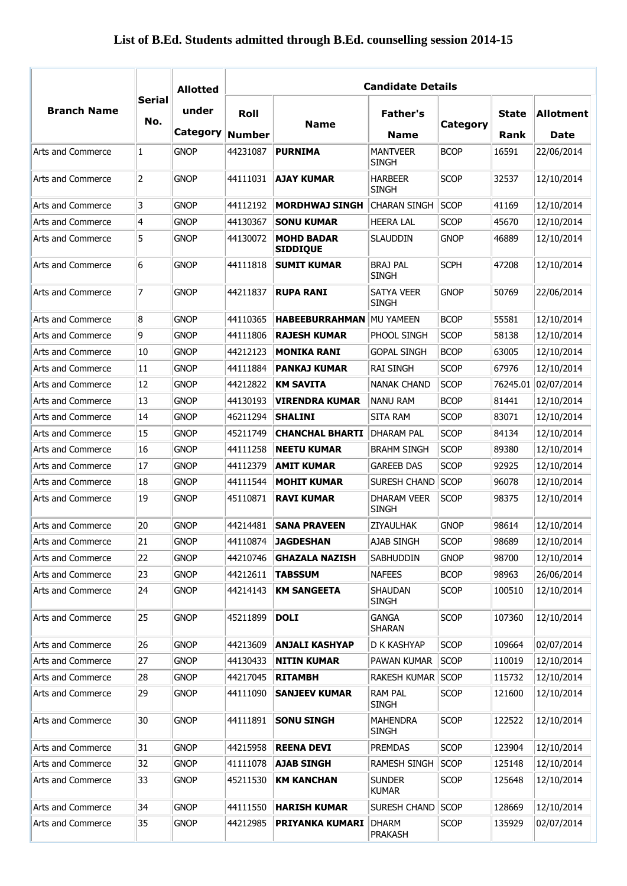# List of B.Ed. Students admitted through B.Ed. counselling session 2014-15

| Branch Name | Serial No. | Allotted under Category | Candidate Details | | | | | |
|---|---|---|---|---|---|---|---|---|
| | | | Roll Number | Name | Father's Name | Category | State Rank | Allotment Date |
| Arts and Commerce | 1 | GNOP | 44231087 | **PURNIMA** | MANTVEER SINGH | BCOP | 16591 | 22/06/2014 |
| Arts and Commerce | 2 | GNOP | 44111031 | **AJAY KUMAR** | HARBEER SINGH | SCOP | 32537 | 12/10/2014 |
| Arts and Commerce | 3 | GNOP | 44112192 | **MORDHWAJ SINGH** | CHARAN SINGH | SCOP | 41169 | 12/10/2014 |
| Arts and Commerce | 4 | GNOP | 44130367 | **SONU KUMAR** | HEERA LAL | SCOP | 45670 | 12/10/2014 |
| Arts and Commerce | 5 | GNOP | 44130072 | **MOHD BADAR SIDDIQUE** | SLAUDDIN | GNOP | 46889 | 12/10/2014 |
| Arts and Commerce | 6 | GNOP | 44111818 | **SUMIT KUMAR** | BRAJ PAL SINGH | SCPH | 47208 | 12/10/2014 |
| Arts and Commerce | 7 | GNOP | 44211837 | **RUPA RANI** | SATYA VEER SINGH | GNOP | 50769 | 22/06/2014 |
| Arts and Commerce | 8 | GNOP | 44110365 | **HABEEBURRAHMAN** | MU YAMEEN | BCOP | 55581 | 12/10/2014 |
| Arts and Commerce | 9 | GNOP | 44111806 | **RAJESH KUMAR** | PHOOL SINGH | SCOP | 58138 | 12/10/2014 |
| Arts and Commerce | 10 | GNOP | 44212123 | **MONIKA RANI** | GOPAL SINGH | BCOP | 63005 | 12/10/2014 |
| Arts and Commerce | 11 | GNOP | 44111884 | **PANKAJ KUMAR** | RAI SINGH | SCOP | 67976 | 12/10/2014 |
| Arts and Commerce | 12 | GNOP | 44212822 | **KM SAVITA** | NANAK CHAND | SCOP | 76245.01 | 02/07/2014 |
| Arts and Commerce | 13 | GNOP | 44130193 | **VIRENDRA KUMAR** | NANU RAM | BCOP | 81441 | 12/10/2014 |
| Arts and Commerce | 14 | GNOP | 46211294 | **SHALINI** | SITA RAM | SCOP | 83071 | 12/10/2014 |
| Arts and Commerce | 15 | GNOP | 45211749 | **CHANCHAL BHARTI** | DHARAM PAL | SCOP | 84134 | 12/10/2014 |
| Arts and Commerce | 16 | GNOP | 44111258 | **NEETU KUMAR** | BRAHM SINGH | SCOP | 89380 | 12/10/2014 |
| Arts and Commerce | 17 | GNOP | 44112379 | **AMIT KUMAR** | GAREEB DAS | SCOP | 92925 | 12/10/2014 |
| Arts and Commerce | 18 | GNOP | 44111544 | **MOHIT KUMAR** | SURESH CHAND | SCOP | 96078 | 12/10/2014 |
| Arts and Commerce | 19 | GNOP | 45110871 | **RAVI KUMAR** | DHARAM VEER SINGH | SCOP | 98375 | 12/10/2014 |
| Arts and Commerce | 20 | GNOP | 44214481 | **SANA PRAVEEN** | ZIYAULHAK | GNOP | 98614 | 12/10/2014 |
| Arts and Commerce | 21 | GNOP | 44110874 | **JAGDESHAN** | AJAB SINGH | SCOP | 98689 | 12/10/2014 |
| Arts and Commerce | 22 | GNOP | 44210746 | **GHAZALA NAZISH** | SABHUDDIN | GNOP | 98700 | 12/10/2014 |
| Arts and Commerce | 23 | GNOP | 44212611 | **TABSSUM** | NAFEES | BCOP | 98963 | 26/06/2014 |
| Arts and Commerce | 24 | GNOP | 44214143 | **KM SANGEETA** | SHAUDAN SINGH | SCOP | 100510 | 12/10/2014 |
| Arts and Commerce | 25 | GNOP | 45211899 | **DOLI** | GANGA SHARAN | SCOP | 107360 | 12/10/2014 |
| Arts and Commerce | 26 | GNOP | 44213609 | **ANJALI KASHYAP** | D K KASHYAP | SCOP | 109664 | 02/07/2014 |
| Arts and Commerce | 27 | GNOP | 44130433 | **NITIN KUMAR** | PAWAN KUMAR | SCOP | 110019 | 12/10/2014 |
| Arts and Commerce | 28 | GNOP | 44217045 | **RITAMBH** | RAKESH KUMAR | SCOP | 115732 | 12/10/2014 |
| Arts and Commerce | 29 | GNOP | 44111090 | **SANJEEV KUMAR** | RAM PAL SINGH | SCOP | 121600 | 12/10/2014 |
| Arts and Commerce | 30 | GNOP | 44111891 | **SONU SINGH** | MAHENDRA SINGH | SCOP | 122522 | 12/10/2014 |
| Arts and Commerce | 31 | GNOP | 44215958 | **REENA DEVI** | PREMDAS | SCOP | 123904 | 12/10/2014 |
| Arts and Commerce | 32 | GNOP | 41111078 | **AJAB SINGH** | RAMESH SINGH | SCOP | 125148 | 12/10/2014 |
| Arts and Commerce | 33 | GNOP | 45211530 | **KM KANCHAN** | SUNDER KUMAR | SCOP | 125648 | 12/10/2014 |
| Arts and Commerce | 34 | GNOP | 44111550 | **HARISH KUMAR** | SURESH CHAND | SCOP | 128669 | 12/10/2014 |
| Arts and Commerce | 35 | GNOP | 44212985 | **PRIYANKA KUMARI** | DHARM PRAKASH | SCOP | 135929 | 02/07/2014 |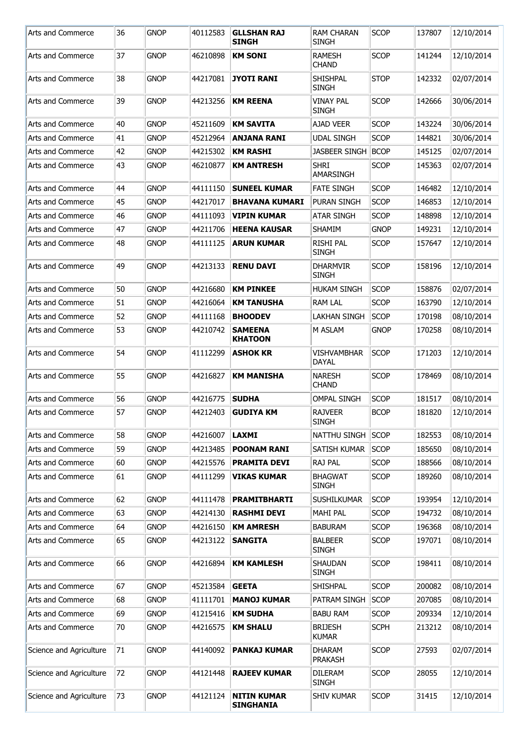| Arts and Commerce | 36 | GNOP | 40112583 | **GLLSHAN RAJ SINGH** | RAM CHARAN SINGH | SCOP | 137807 | 12/10/2014 |
|---|---|---|---|---|---|---|---|---|
| Arts and Commerce | 37 | GNOP | 46210898 | **KM SONI** | RAMESH CHAND | SCOP | 141244 | 12/10/2014 |
| Arts and Commerce | 38 | GNOP | 44217081 | **JYOTI RANI** | SHISHPAL SINGH | STOP | 142332 | 02/07/2014 |
| Arts and Commerce | 39 | GNOP | 44213256 | **KM REENA** | VINAY PAL SINGH | SCOP | 142666 | 30/06/2014 |
| Arts and Commerce | 40 | GNOP | 45211609 | **KM SAVITA** | AJAD VEER | SCOP | 143224 | 30/06/2014 |
| Arts and Commerce | 41 | GNOP | 45212964 | **ANJANA RANI** | UDAL SINGH | SCOP | 144821 | 30/06/2014 |
| Arts and Commerce | 42 | GNOP | 44215302 | **KM RASHI** | JASBEER SINGH | BCOP | 145125 | 02/07/2014 |
| Arts and Commerce | 43 | GNOP | 46210877 | **KM ANTRESH** | SHRI AMARSINGH | SCOP | 145363 | 02/07/2014 |
| Arts and Commerce | 44 | GNOP | 44111150 | **SUNEEL KUMAR** | FATE SINGH | SCOP | 146482 | 12/10/2014 |
| Arts and Commerce | 45 | GNOP | 44217017 | **BHAVANA KUMARI** | PURAN SINGH | SCOP | 146853 | 12/10/2014 |
| Arts and Commerce | 46 | GNOP | 44111093 | **VIPIN KUMAR** | ATAR SINGH | SCOP | 148898 | 12/10/2014 |
| Arts and Commerce | 47 | GNOP | 44211706 | **HEENA KAUSAR** | SHAMIM | GNOP | 149231 | 12/10/2014 |
| Arts and Commerce | 48 | GNOP | 44111125 | **ARUN KUMAR** | RISHI PAL SINGH | SCOP | 157647 | 12/10/2014 |
| Arts and Commerce | 49 | GNOP | 44213133 | **RENU DAVI** | DHARMVIR SINGH | SCOP | 158196 | 12/10/2014 |
| Arts and Commerce | 50 | GNOP | 44216680 | **KM PINKEE** | HUKAM SINGH | SCOP | 158876 | 02/07/2014 |
| Arts and Commerce | 51 | GNOP | 44216064 | **KM TANUSHA** | RAM LAL | SCOP | 163790 | 12/10/2014 |
| Arts and Commerce | 52 | GNOP | 44111168 | **BHOODEV** | LAKHAN SINGH | SCOP | 170198 | 08/10/2014 |
| Arts and Commerce | 53 | GNOP | 44210742 | **SAMEENA KHATOON** | M ASLAM | GNOP | 170258 | 08/10/2014 |
| Arts and Commerce | 54 | GNOP | 41112299 | **ASHOK KR** | VISHVAMBHAR DAYAL | SCOP | 171203 | 12/10/2014 |
| Arts and Commerce | 55 | GNOP | 44216827 | **KM MANISHA** | NARESH CHAND | SCOP | 178469 | 08/10/2014 |
| Arts and Commerce | 56 | GNOP | 44216775 | **SUDHA** | OMPAL SINGH | SCOP | 181517 | 08/10/2014 |
| Arts and Commerce | 57 | GNOP | 44212403 | **GUDIYA KM** | RAJVEER SINGH | BCOP | 181820 | 12/10/2014 |
| Arts and Commerce | 58 | GNOP | 44216007 | **LAXMI** | NATTHU SINGH | SCOP | 182553 | 08/10/2014 |
| Arts and Commerce | 59 | GNOP | 44213485 | **POONAM RANI** | SATISH KUMAR | SCOP | 185650 | 08/10/2014 |
| Arts and Commerce | 60 | GNOP | 44215576 | **PRAMITA DEVI** | RAJ PAL | SCOP | 188566 | 08/10/2014 |
| Arts and Commerce | 61 | GNOP | 44111299 | **VIKAS KUMAR** | BHAGWAT SINGH | SCOP | 189260 | 08/10/2014 |
| Arts and Commerce | 62 | GNOP | 44111478 | **PRAMITBHARTI** | SUSHILKUMAR | SCOP | 193954 | 12/10/2014 |
| Arts and Commerce | 63 | GNOP | 44214130 | **RASHMI DEVI** | MAHI PAL | SCOP | 194732 | 08/10/2014 |
| Arts and Commerce | 64 | GNOP | 44216150 | **KM AMRESH** | BABURAM | SCOP | 196368 | 08/10/2014 |
| Arts and Commerce | 65 | GNOP | 44213122 | **SANGITA** | BALBEER SINGH | SCOP | 197071 | 08/10/2014 |
| Arts and Commerce | 66 | GNOP | 44216894 | **KM KAMLESH** | SHAUDAN SINGH | SCOP | 198411 | 08/10/2014 |
| Arts and Commerce | 67 | GNOP | 45213584 | **GEETA** | SHISHPAL | SCOP | 200082 | 08/10/2014 |
| Arts and Commerce | 68 | GNOP | 41111701 | **MANOJ KUMAR** | PATRAM SINGH | SCOP | 207085 | 08/10/2014 |
| Arts and Commerce | 69 | GNOP | 41215416 | **KM SUDHA** | BABU RAM | SCOP | 209334 | 12/10/2014 |
| Arts and Commerce | 70 | GNOP | 44216575 | **KM SHALU** | BRIJESH KUMAR | SCPH | 213212 | 08/10/2014 |
| Science and Agriculture | 71 | GNOP | 44140092 | **PANKAJ KUMAR** | DHARAM PRAKASH | SCOP | 27593 | 02/07/2014 |
| Science and Agriculture | 72 | GNOP | 44121448 | **RAJEEV KUMAR** | DILERAM SINGH | SCOP | 28055 | 12/10/2014 |
| Science and Agriculture | 73 | GNOP | 44121124 | **NITIN KUMAR SINGHANIA** | SHIV KUMAR | SCOP | 31415 | 12/10/2014 |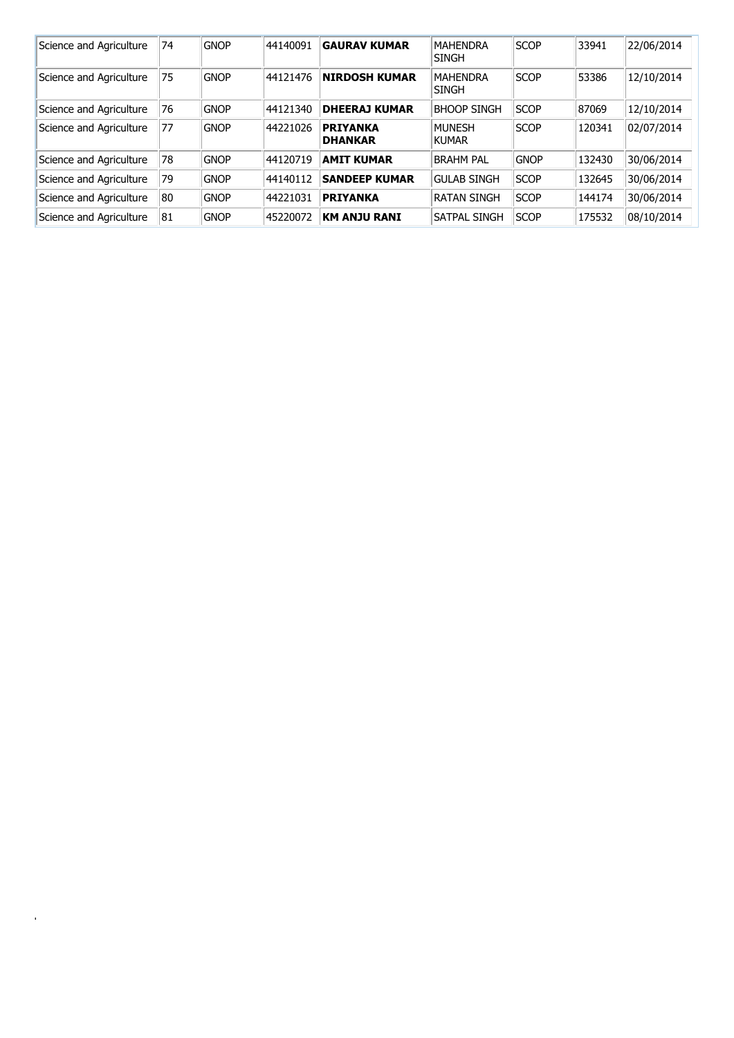| | | | | | | | | |
|---|---|---|---|---|---|---|---|---|
| Science and Agriculture | 74 | GNOP | 44140091 | **GAURAV KUMAR** | MAHENDRA SINGH | SCOP | 33941 | 22/06/2014 |
| Science and Agriculture | 75 | GNOP | 44121476 | **NIRDOSH KUMAR** | MAHENDRA SINGH | SCOP | 53386 | 12/10/2014 |
| Science and Agriculture | 76 | GNOP | 44121340 | **DHEERAJ KUMAR** | BHOOP SINGH | SCOP | 87069 | 12/10/2014 |
| Science and Agriculture | 77 | GNOP | 44221026 | **PRIYANKA DHANKAR** | MUNESH KUMAR | SCOP | 120341 | 02/07/2014 |
| Science and Agriculture | 78 | GNOP | 44120719 | **AMIT KUMAR** | BRAHM PAL | GNOP | 132430 | 30/06/2014 |
| Science and Agriculture | 79 | GNOP | 44140112 | **SANDEEP KUMAR** | GULAB SINGH | SCOP | 132645 | 30/06/2014 |
| Science and Agriculture | 80 | GNOP | 44221031 | **PRIYANKA** | RATAN SINGH | SCOP | 144174 | 30/06/2014 |
| Science and Agriculture | 81 | GNOP | 45220072 | **KM ANJU RANI** | SATPAL SINGH | SCOP | 175532 | 08/10/2014 |